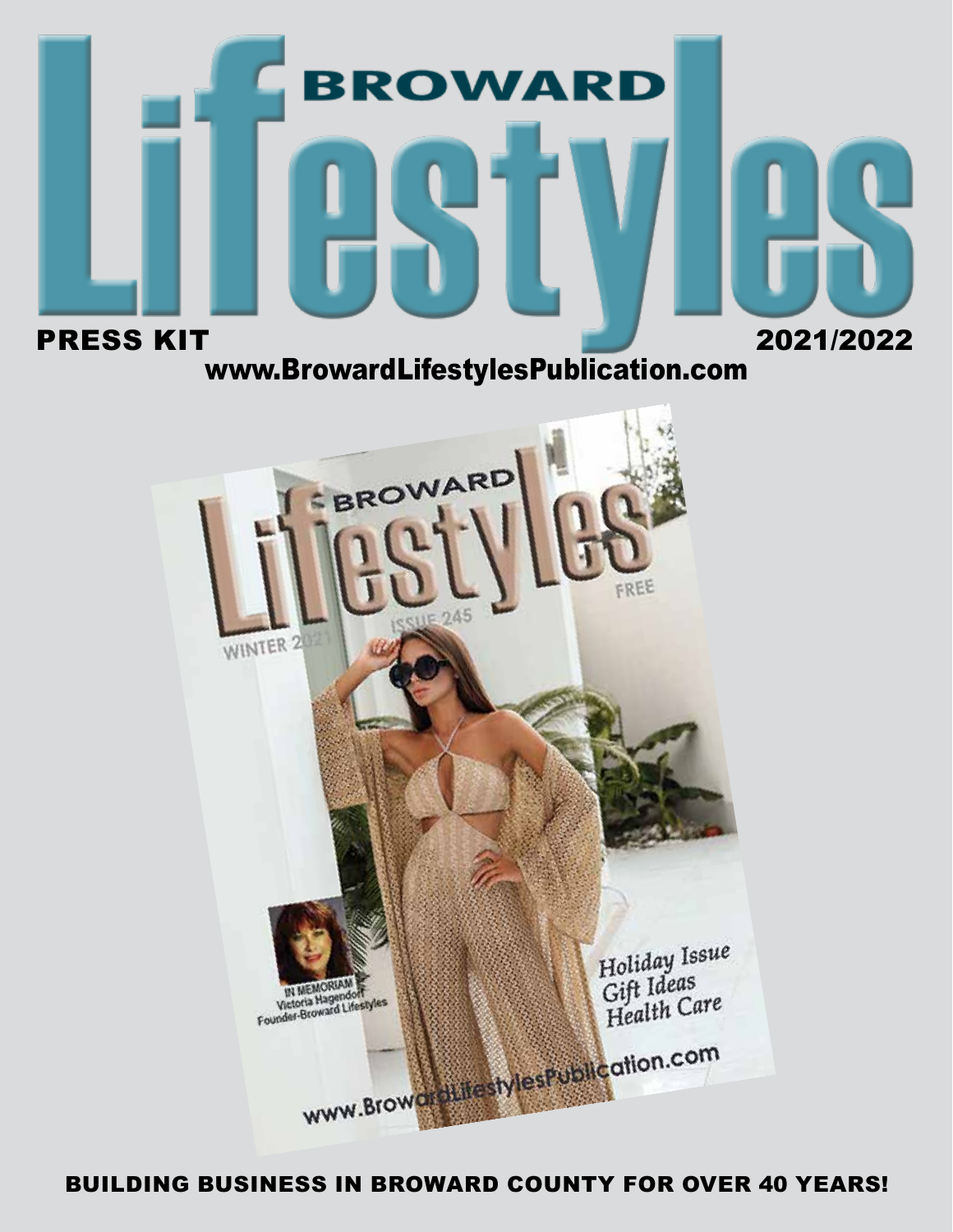# BROWARD Lifestyles

**PRESS KIT** **2021/2022**

**www.BrowardLifestylesPublication.com**

**BUILDING BUSINESS IN BROWARD COUNTY FOR OVER 40 YEARS!**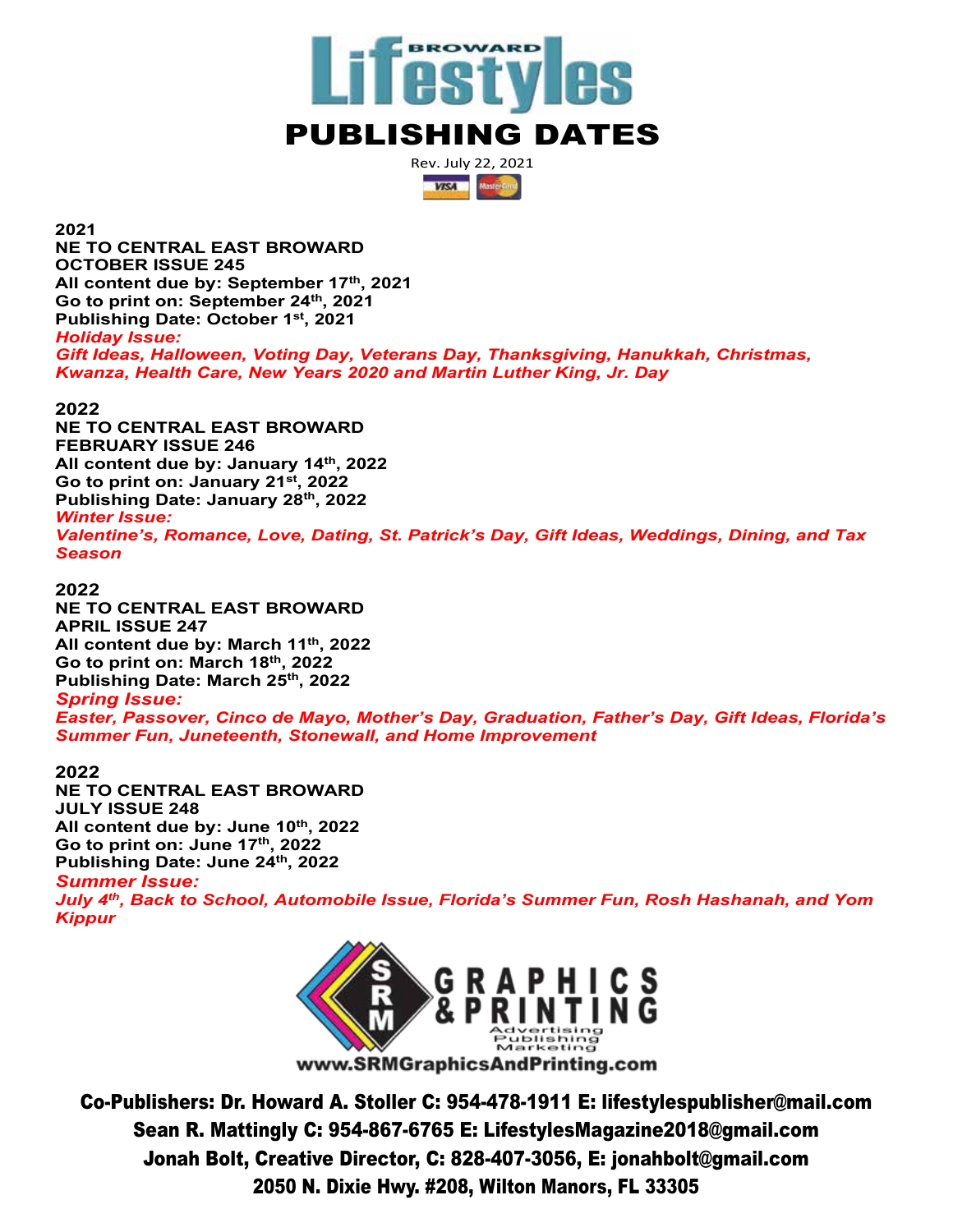# Broward Lifestyles

# PUBLISHING DATES

Rev. July 22, 2021

**2021**
**NE TO CENTRAL EAST BROWARD**
**OCTOBER ISSUE 245**
**All content due by: September 17th, 2021**
**Go to print on: September 24th, 2021**
**Publishing Date: October 1st, 2021**
***Holiday Issue:***
***Gift Ideas, Halloween, Voting Day, Veterans Day, Thanksgiving, Hanukkah, Christmas, Kwanza, Health Care, New Years 2020 and Martin Luther King, Jr. Day***

**2022**
**NE TO CENTRAL EAST BROWARD**
**FEBRUARY ISSUE 246**
**All content due by: January 14th, 2022**
**Go to print on: January 21st, 2022**
**Publishing Date: January 28th, 2022**
***Winter Issue:***
***Valentine's, Romance, Love, Dating, St. Patrick's Day, Gift Ideas, Weddings, Dining, and Tax Season***

**2022**
**NE TO CENTRAL EAST BROWARD**
**APRIL ISSUE 247**
**All content due by: March 11th, 2022**
**Go to print on: March 18th, 2022**
**Publishing Date: March 25th, 2022**
***Spring Issue:***
***Easter, Passover, Cinco de Mayo, Mother's Day, Graduation, Father's Day, Gift Ideas, Florida's Summer Fun, Juneteenth, Stonewall, and Home Improvement***

**2022**
**NE TO CENTRAL EAST BROWARD**
**JULY ISSUE 248**
**All content due by: June 10th, 2022**
**Go to print on: June 17th, 2022**
**Publishing Date: June 24th, 2022**
***Summer Issue:***
***July 4th, Back to School, Automobile Issue, Florida's Summer Fun, Rosh Hashanah, and Yom Kippur***

SRM GRAPHICS & PRINTING
Advertising
Publishing
Marketing
www.SRMGraphicsAndPrinting.com

**Co-Publishers: Dr. Howard A. Stoller C: 954-478-1911 E: lifestylespublisher@mail.com**
**Sean R. Mattingly C: 954-867-6765 E: LifestylesMagazine2018@gmail.com**
**Jonah Bolt, Creative Director, C: 828-407-3056, E: jonahbolt@gmail.com**
**2050 N. Dixie Hwy. #208, Wilton Manors, FL 33305**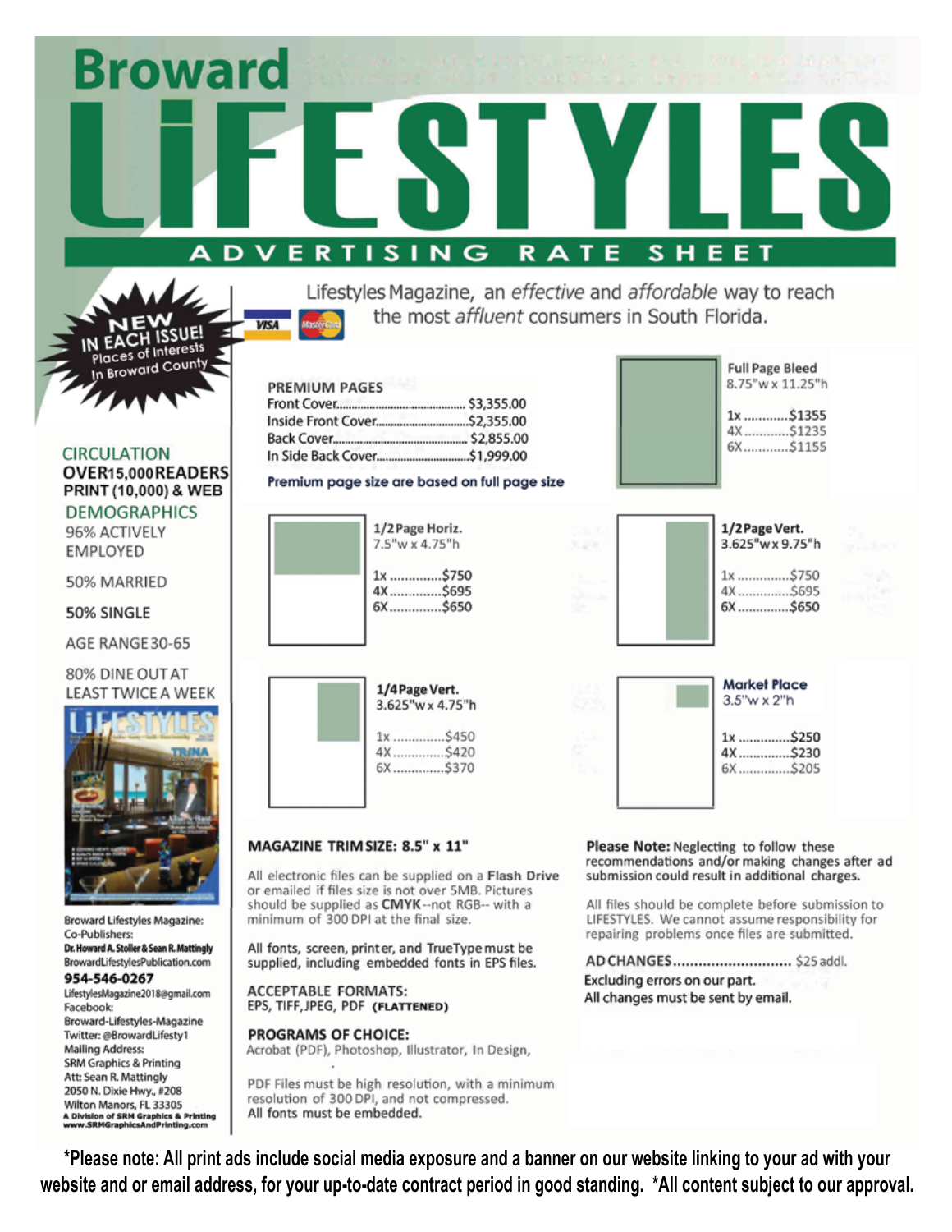# Broward LIFESTYLES

## ADVERTISING RATE SHEET

Lifestyles Magazine, an *effective* and *affordable* way to reach the most *affluent* consumers in South Florida.

NEW IN EACH ISSUE! Places of Interests In Broward County

VISA MasterCard

### PREMIUM PAGES

| | |
|---|---|
| Front Cover | $3,355.00 |
| Inside Front Cover | $2,355.00 |
| Back Cover | $2,855.00 |
| In Side Back Cover | $1,999.00 |

**Premium page size are based on full page size**

**Full Page Bleed**
8.75"w x 11.25"h

- 1x ............ $1355
- 4X ............ $1235
- 6X ............ $1155

**1/2 Page Horiz.**
7.5"w x 4.75"h

- 1x ............ $750
- 4X ............ $695
- 6X ............ $650

**1/2 Page Vert.**
3.625"w x 9.75"h

- 1x ............ $750
- 4X ............ $695
- 6X ............ $650

**1/4 Page Vert.**
3.625"w x 4.75"h

- 1x ............ $450
- 4X ............ $420
- 6X ............ $370

**Market Place**
3.5"w x 2"h

- 1x ............ $250
- 4X ............ $230
- 6X ............ $205

### CIRCULATION

**OVER 15,000 READERS**
**PRINT (10,000) & WEB**

### DEMOGRAPHICS

96% ACTIVELY EMPLOYED

50% MARRIED

50% SINGLE

AGE RANGE 30-65

80% DINE OUT AT LEAST TWICE A WEEK

Broward Lifestyles Magazine:
Co-Publishers:
**Dr. Howard A. Stoller & Sean R. Mattingly**
BrowardLifestylesPublication.com
**954-546-0267**
LifestylesMagazine2018@gmail.com
Facebook:
Broward-Lifestyles-Magazine
Twitter: @BrowardLifesty1
Mailing Address:
SRM Graphics & Printing
Att: Sean R. Mattingly
2050 N. Dixie Hwy., #208
Wilton Manors, FL 33305
**A Division of SRM Graphics & Printing**
**www.SRMGraphicsAndPrinting.com**

### MAGAZINE TRIM SIZE: 8.5" x 11"

All electronic files can be supplied on a **Flash Drive** or emailed if files size is not over 5MB. Pictures should be supplied as **CMYK**--not RGB-- with a minimum of 300 DPI at the final size.

All fonts, screen, printer, and TrueType must be supplied, including embedded fonts in EPS files.

### ACCEPTABLE FORMATS:

EPS, TIFF, JPEG, PDF **(FLATTENED)**

### PROGRAMS OF CHOICE:

Acrobat (PDF), Photoshop, Illustrator, In Design,

PDF Files must be high resolution, with a minimum resolution of 300 DPI, and not compressed.
All fonts must be embedded.

**Please Note:** Neglecting to follow these recommendations and/or making changes after ad submission could result in additional charges.

All files should be complete before submission to LIFESTYLES. We cannot assume responsibility for repairing problems once files are submitted.

AD CHANGES ............................ $25 addl.
Excluding errors on our part.
All changes must be sent by email.

**\*Please note: All print ads include social media exposure and a banner on our website linking to your ad with your website and or email address, for your up-to-date contract period in good standing. \*All content subject to our approval.**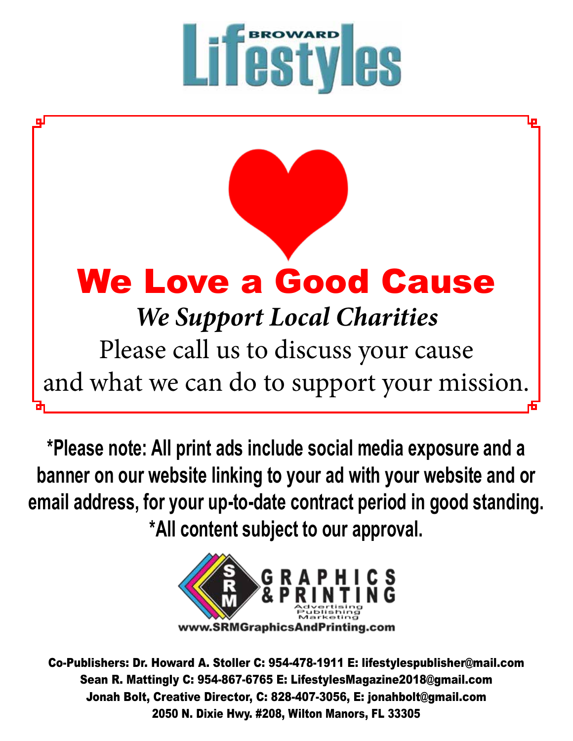# BROWARD Lifestyles

## We Love a Good Cause

***We Support Local Charities***

Please call us to discuss your cause
and what we can do to support your mission.

**\*Please note: All print ads include social media exposure and a banner on our website linking to your ad with your website and or email address, for your up-to-date contract period in good standing.**
**\*All content subject to our approval.**

SRM GRAPHICS & PRINTING
Advertising
Publishing
Marketing
www.SRMGraphicsAndPrinting.com

**Co-Publishers: Dr. Howard A. Stoller C: 954-478-1911 E: lifestylespublisher@mail.com**
**Sean R. Mattingly C: 954-867-6765 E: LifestylesMagazine2018@gmail.com**
**Jonah Bolt, Creative Director, C: 828-407-3056, E: jonahbolt@gmail.com**
**2050 N. Dixie Hwy. #208, Wilton Manors, FL 33305**